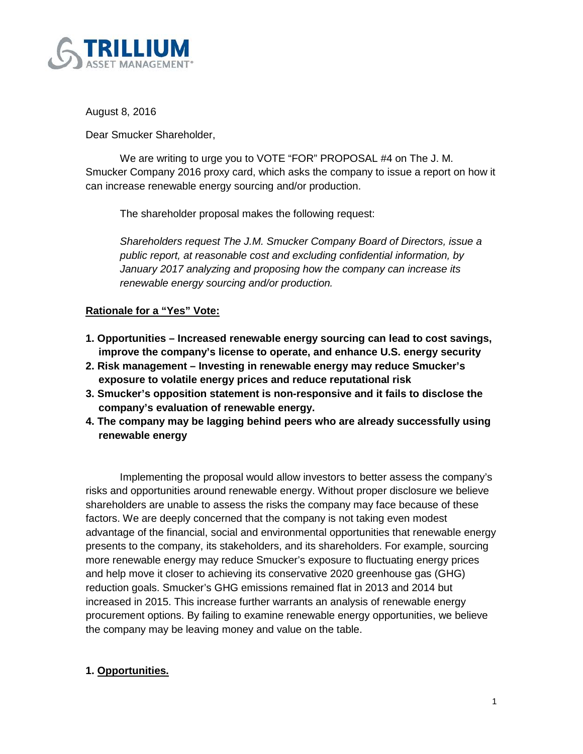**TRILLIUM**
ASSET MANAGEMENT®

August 8, 2016

Dear Smucker Shareholder,

We are writing to urge you to VOTE "FOR" PROPOSAL #4 on The J. M. Smucker Company 2016 proxy card, which asks the company to issue a report on how it can increase renewable energy sourcing and/or production.

The shareholder proposal makes the following request:

> *Shareholders request The J.M. Smucker Company Board of Directors, issue a public report, at reasonable cost and excluding confidential information, by January 2017 analyzing and proposing how the company can increase its renewable energy sourcing and/or production.*

**Rationale for a "Yes" Vote:**

1. **Opportunities – Increased renewable energy sourcing can lead to cost savings, improve the company's license to operate, and enhance U.S. energy security**
2. **Risk management – Investing in renewable energy may reduce Smucker's exposure to volatile energy prices and reduce reputational risk**
3. **Smucker's opposition statement is non-responsive and it fails to disclose the company's evaluation of renewable energy.**
4. **The company may be lagging behind peers who are already successfully using renewable energy**

Implementing the proposal would allow investors to better assess the company's risks and opportunities around renewable energy. Without proper disclosure we believe shareholders are unable to assess the risks the company may face because of these factors. We are deeply concerned that the company is not taking even modest advantage of the financial, social and environmental opportunities that renewable energy presents to the company, its stakeholders, and its shareholders. For example, sourcing more renewable energy may reduce Smucker's exposure to fluctuating energy prices and help move it closer to achieving its conservative 2020 greenhouse gas (GHG) reduction goals. Smucker's GHG emissions remained flat in 2013 and 2014 but increased in 2015. This increase further warrants an analysis of renewable energy procurement options. By failing to examine renewable energy opportunities, we believe the company may be leaving money and value on the table.

## 1. Opportunities.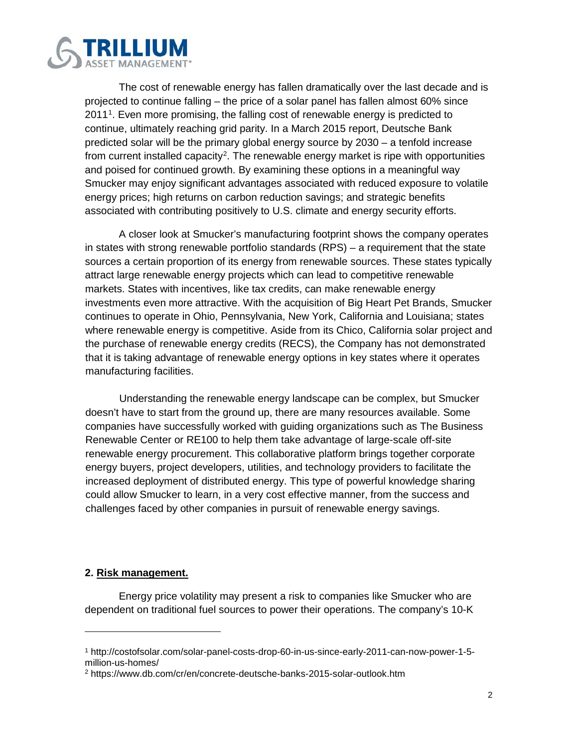The cost of renewable energy has fallen dramatically over the last decade and is projected to continue falling – the price of a solar panel has fallen almost 60% since 2011[1]. Even more promising, the falling cost of renewable energy is predicted to continue, ultimately reaching grid parity. In a March 2015 report, Deutsche Bank predicted solar will be the primary global energy source by 2030 – a tenfold increase from current installed capacity[2]. The renewable energy market is ripe with opportunities and poised for continued growth. By examining these options in a meaningful way Smucker may enjoy significant advantages associated with reduced exposure to volatile energy prices; high returns on carbon reduction savings; and strategic benefits associated with contributing positively to U.S. climate and energy security efforts.

A closer look at Smucker's manufacturing footprint shows the company operates in states with strong renewable portfolio standards (RPS) – a requirement that the state sources a certain proportion of its energy from renewable sources. These states typically attract large renewable energy projects which can lead to competitive renewable markets. States with incentives, like tax credits, can make renewable energy investments even more attractive. With the acquisition of Big Heart Pet Brands, Smucker continues to operate in Ohio, Pennsylvania, New York, California and Louisiana; states where renewable energy is competitive. Aside from its Chico, California solar project and the purchase of renewable energy credits (RECS), the Company has not demonstrated that it is taking advantage of renewable energy options in key states where it operates manufacturing facilities.

Understanding the renewable energy landscape can be complex, but Smucker doesn't have to start from the ground up, there are many resources available. Some companies have successfully worked with guiding organizations such as The Business Renewable Center or RE100 to help them take advantage of large-scale off-site renewable energy procurement. This collaborative platform brings together corporate energy buyers, project developers, utilities, and technology providers to facilitate the increased deployment of distributed energy. This type of powerful knowledge sharing could allow Smucker to learn, in a very cost effective manner, from the success and challenges faced by other companies in pursuit of renewable energy savings.

**2. Risk management.**

Energy price volatility may present a risk to companies like Smucker who are dependent on traditional fuel sources to power their operations. The company's 10-K

---

[1] http://costofsolar.com/solar-panel-costs-drop-60-in-us-since-early-2011-can-now-power-1-5-million-us-homes/

[2] https://www.db.com/cr/en/concrete-deutsche-banks-2015-solar-outlook.htm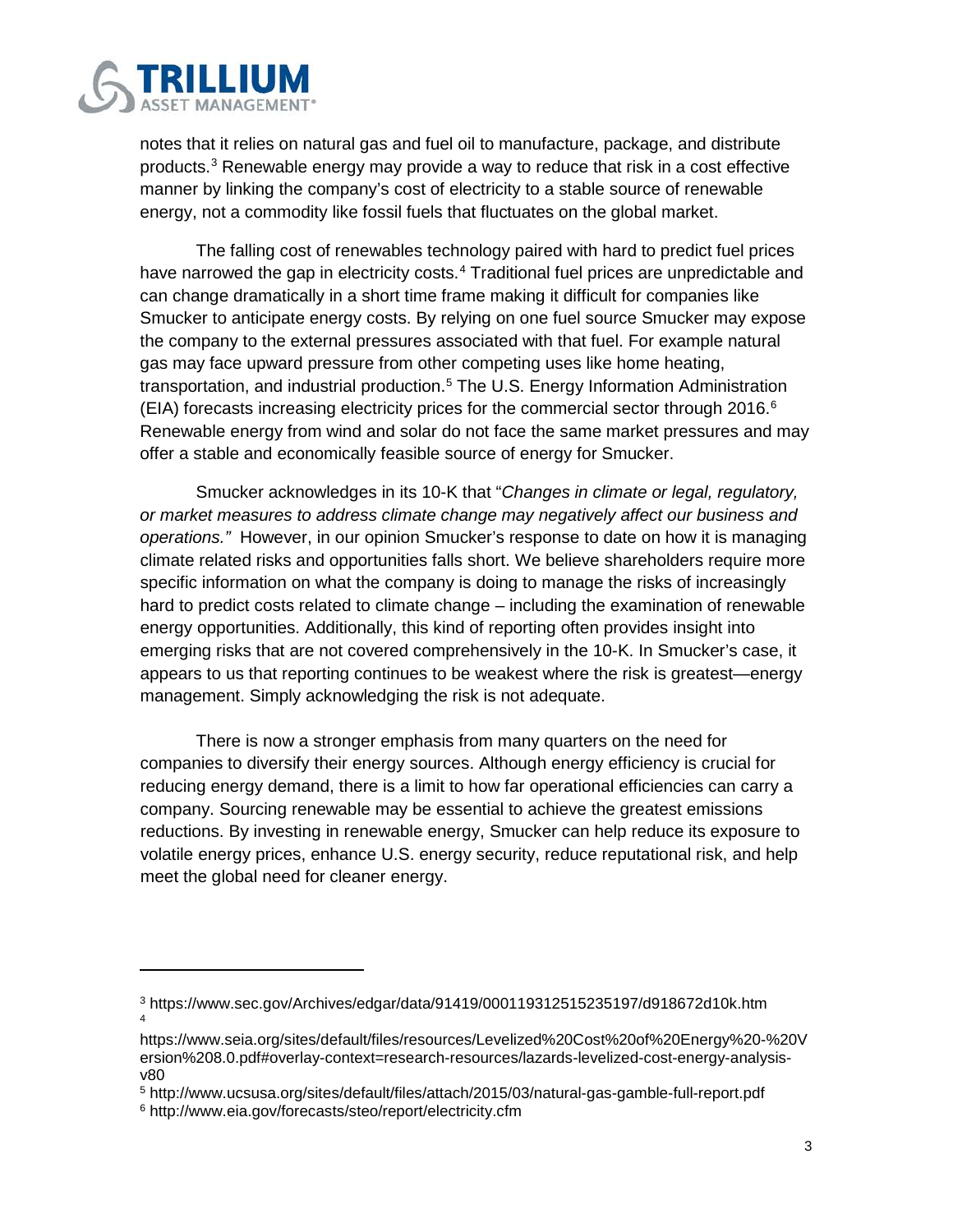notes that it relies on natural gas and fuel oil to manufacture, package, and distribute products.[3] Renewable energy may provide a way to reduce that risk in a cost effective manner by linking the company's cost of electricity to a stable source of renewable energy, not a commodity like fossil fuels that fluctuates on the global market.

The falling cost of renewables technology paired with hard to predict fuel prices have narrowed the gap in electricity costs.[4] Traditional fuel prices are unpredictable and can change dramatically in a short time frame making it difficult for companies like Smucker to anticipate energy costs. By relying on one fuel source Smucker may expose the company to the external pressures associated with that fuel. For example natural gas may face upward pressure from other competing uses like home heating, transportation, and industrial production.[5] The U.S. Energy Information Administration (EIA) forecasts increasing electricity prices for the commercial sector through 2016.[6] Renewable energy from wind and solar do not face the same market pressures and may offer a stable and economically feasible source of energy for Smucker.

Smucker acknowledges in its 10-K that "*Changes in climate or legal, regulatory, or market measures to address climate change may negatively affect our business and operations.*" However, in our opinion Smucker's response to date on how it is managing climate related risks and opportunities falls short. We believe shareholders require more specific information on what the company is doing to manage the risks of increasingly hard to predict costs related to climate change – including the examination of renewable energy opportunities. Additionally, this kind of reporting often provides insight into emerging risks that are not covered comprehensively in the 10-K. In Smucker's case, it appears to us that reporting continues to be weakest where the risk is greatest—energy management. Simply acknowledging the risk is not adequate.

There is now a stronger emphasis from many quarters on the need for companies to diversify their energy sources. Although energy efficiency is crucial for reducing energy demand, there is a limit to how far operational efficiencies can carry a company. Sourcing renewable may be essential to achieve the greatest emissions reductions. By investing in renewable energy, Smucker can help reduce its exposure to volatile energy prices, enhance U.S. energy security, reduce reputational risk, and help meet the global need for cleaner energy.

---

[3] https://www.sec.gov/Archives/edgar/data/91419/000119312515235197/d918672d10k.htm

[4] https://www.seia.org/sites/default/files/resources/Levelized%20Cost%20of%20Energy%20-%20Version%208.0.pdf#overlay-context=research-resources/lazards-levelized-cost-energy-analysis-v80

[5] http://www.ucsusa.org/sites/default/files/attach/2015/03/natural-gas-gamble-full-report.pdf

[6] http://www.eia.gov/forecasts/steo/report/electricity.cfm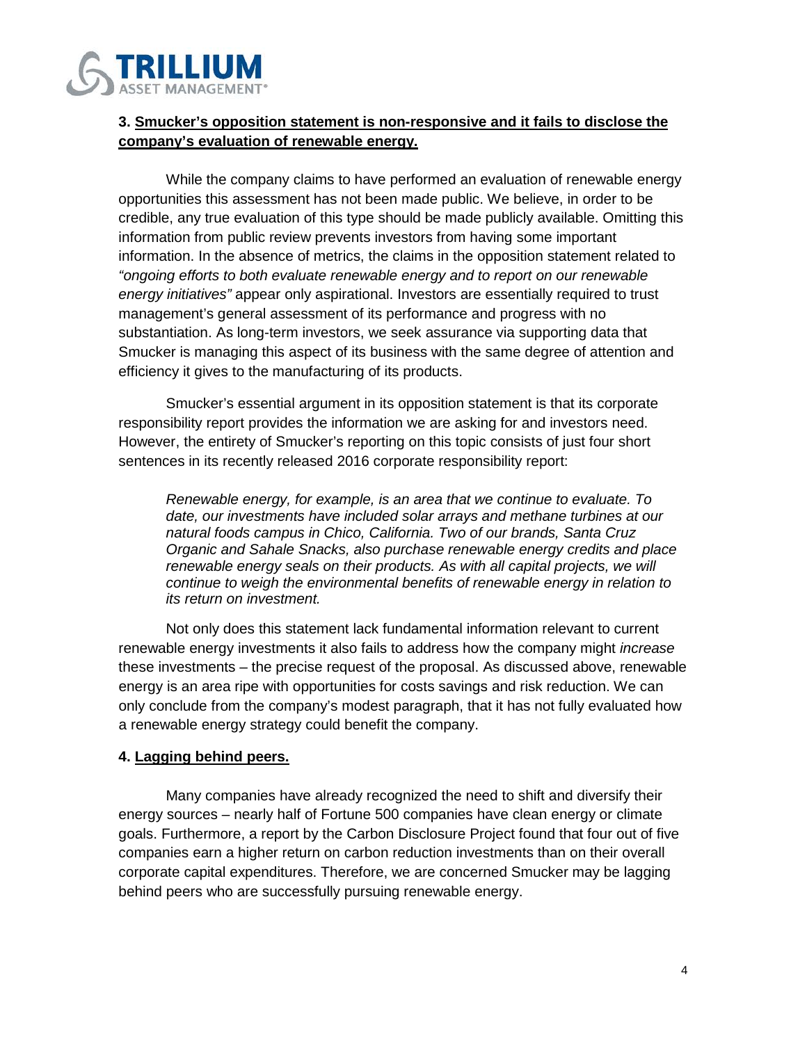### 3. Smucker's opposition statement is non-responsive and it fails to disclose the company's evaluation of renewable energy.

While the company claims to have performed an evaluation of renewable energy opportunities this assessment has not been made public. We believe, in order to be credible, any true evaluation of this type should be made publicly available. Omitting this information from public review prevents investors from having some important information. In the absence of metrics, the claims in the opposition statement related to *"ongoing efforts to both evaluate renewable energy and to report on our renewable energy initiatives"* appear only aspirational. Investors are essentially required to trust management's general assessment of its performance and progress with no substantiation. As long-term investors, we seek assurance via supporting data that Smucker is managing this aspect of its business with the same degree of attention and efficiency it gives to the manufacturing of its products.

Smucker's essential argument in its opposition statement is that its corporate responsibility report provides the information we are asking for and investors need. However, the entirety of Smucker's reporting on this topic consists of just four short sentences in its recently released 2016 corporate responsibility report:

> *Renewable energy, for example, is an area that we continue to evaluate. To date, our investments have included solar arrays and methane turbines at our natural foods campus in Chico, California. Two of our brands, Santa Cruz Organic and Sahale Snacks, also purchase renewable energy credits and place renewable energy seals on their products. As with all capital projects, we will continue to weigh the environmental benefits of renewable energy in relation to its return on investment.*

Not only does this statement lack fundamental information relevant to current renewable energy investments it also fails to address how the company might *increase* these investments – the precise request of the proposal. As discussed above, renewable energy is an area ripe with opportunities for costs savings and risk reduction. We can only conclude from the company's modest paragraph, that it has not fully evaluated how a renewable energy strategy could benefit the company.

### 4. Lagging behind peers.

Many companies have already recognized the need to shift and diversify their energy sources – nearly half of Fortune 500 companies have clean energy or climate goals. Furthermore, a report by the Carbon Disclosure Project found that four out of five companies earn a higher return on carbon reduction investments than on their overall corporate capital expenditures. Therefore, we are concerned Smucker may be lagging behind peers who are successfully pursuing renewable energy.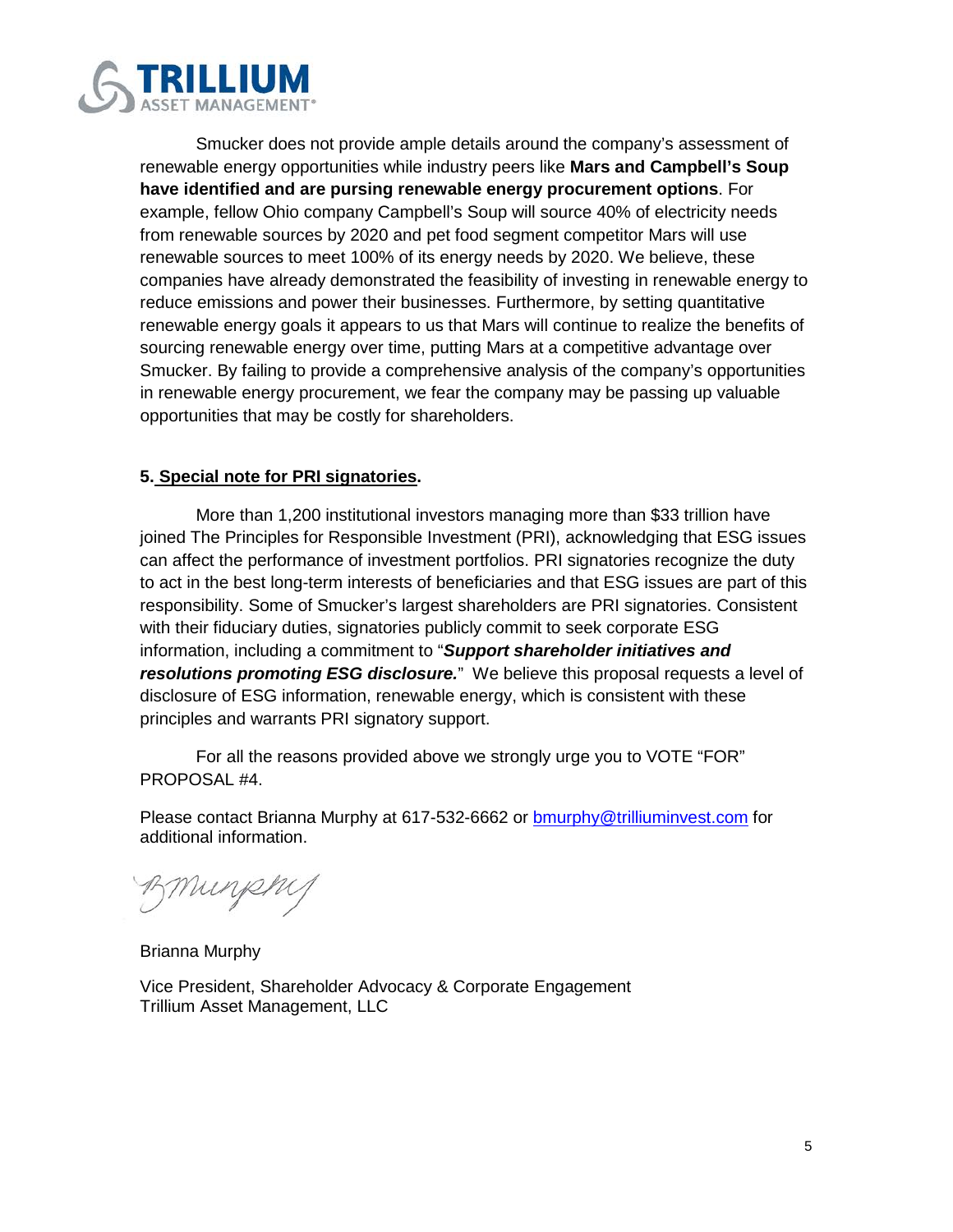Smucker does not provide ample details around the company's assessment of renewable energy opportunities while industry peers like **Mars and Campbell's Soup have identified and are pursing renewable energy procurement options**. For example, fellow Ohio company Campbell's Soup will source 40% of electricity needs from renewable sources by 2020 and pet food segment competitor Mars will use renewable sources to meet 100% of its energy needs by 2020. We believe, these companies have already demonstrated the feasibility of investing in renewable energy to reduce emissions and power their businesses. Furthermore, by setting quantitative renewable energy goals it appears to us that Mars will continue to realize the benefits of sourcing renewable energy over time, putting Mars at a competitive advantage over Smucker. By failing to provide a comprehensive analysis of the company's opportunities in renewable energy procurement, we fear the company may be passing up valuable opportunities that may be costly for shareholders.

**5. Special note for PRI signatories.**

More than 1,200 institutional investors managing more than $33 trillion have joined The Principles for Responsible Investment (PRI), acknowledging that ESG issues can affect the performance of investment portfolios. PRI signatories recognize the duty to act in the best long-term interests of beneficiaries and that ESG issues are part of this responsibility. Some of Smucker's largest shareholders are PRI signatories. Consistent with their fiduciary duties, signatories publicly commit to seek corporate ESG information, including a commitment to "***Support shareholder initiatives and resolutions promoting ESG disclosure.***" We believe this proposal requests a level of disclosure of ESG information, renewable energy, which is consistent with these principles and warrants PRI signatory support.

For all the reasons provided above we strongly urge you to VOTE "FOR" PROPOSAL #4.

Please contact Brianna Murphy at 617-532-6662 or bmurphy@trilliuminvest.com for additional information.

Brianna Murphy

Vice President, Shareholder Advocacy & Corporate Engagement
Trillium Asset Management, LLC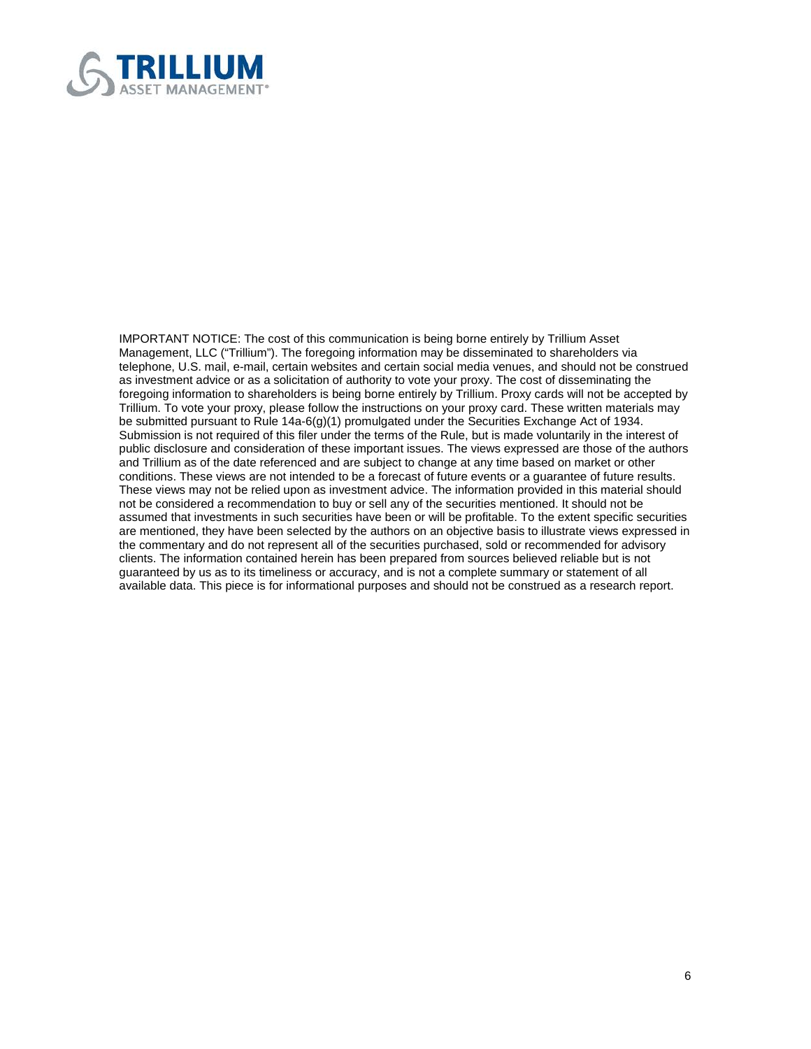IMPORTANT NOTICE: The cost of this communication is being borne entirely by Trillium Asset Management, LLC ("Trillium"). The foregoing information may be disseminated to shareholders via telephone, U.S. mail, e-mail, certain websites and certain social media venues, and should not be construed as investment advice or as a solicitation of authority to vote your proxy. The cost of disseminating the foregoing information to shareholders is being borne entirely by Trillium. Proxy cards will not be accepted by Trillium. To vote your proxy, please follow the instructions on your proxy card. These written materials may be submitted pursuant to Rule 14a-6(g)(1) promulgated under the Securities Exchange Act of 1934. Submission is not required of this filer under the terms of the Rule, but is made voluntarily in the interest of public disclosure and consideration of these important issues. The views expressed are those of the authors and Trillium as of the date referenced and are subject to change at any time based on market or other conditions. These views are not intended to be a forecast of future events or a guarantee of future results. These views may not be relied upon as investment advice. The information provided in this material should not be considered a recommendation to buy or sell any of the securities mentioned. It should not be assumed that investments in such securities have been or will be profitable. To the extent specific securities are mentioned, they have been selected by the authors on an objective basis to illustrate views expressed in the commentary and do not represent all of the securities purchased, sold or recommended for advisory clients. The information contained herein has been prepared from sources believed reliable but is not guaranteed by us as to its timeliness or accuracy, and is not a complete summary or statement of all available data. This piece is for informational purposes and should not be construed as a research report.